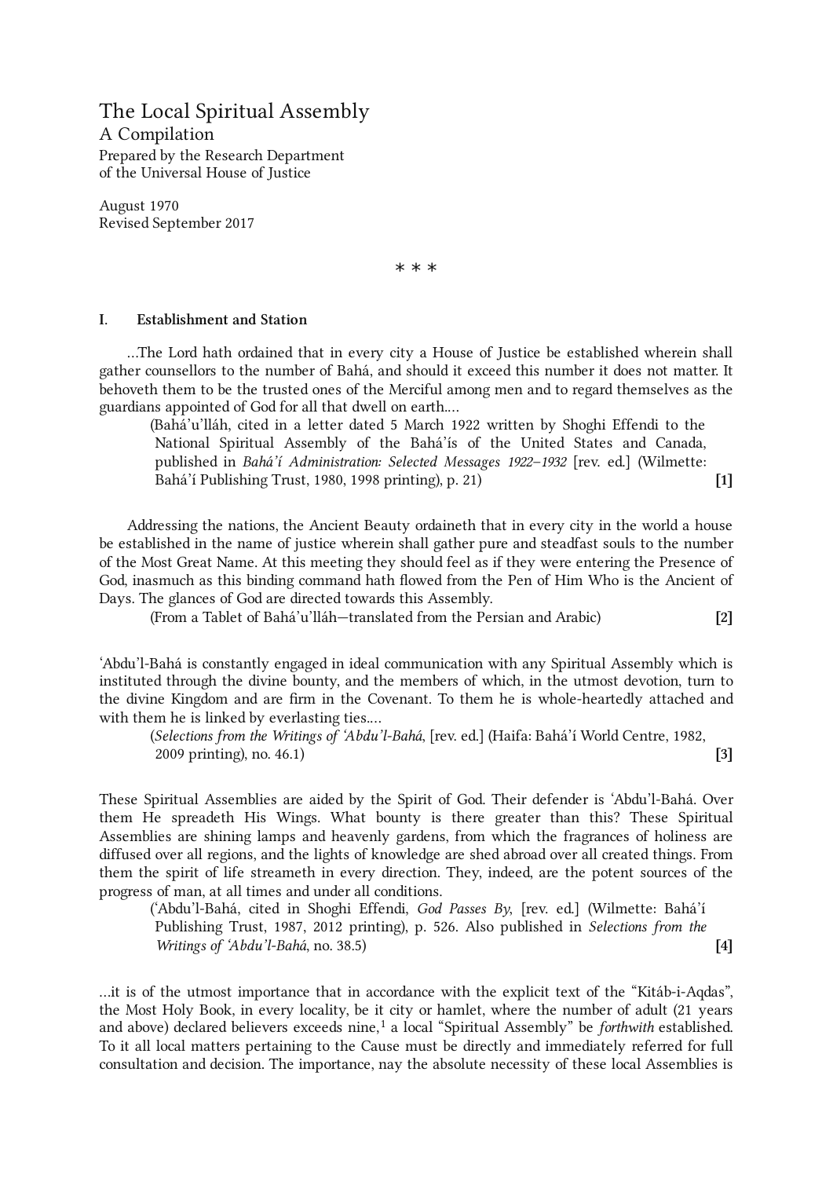# The Local Spiritual Assembly

## A Compilation

Prepared by the Research Department
of the Universal House of Justice

August 1970
Revised September 2017

\* \* \*

## I. Establishment and Station

…The Lord hath ordained that in every city a House of Justice be established wherein shall gather counsellors to the number of Bahá, and should it exceed this number it does not matter. It behoveth them to be the trusted ones of the Merciful among men and to regard themselves as the guardians appointed of God for all that dwell on earth.…

(Bahá'u'lláh, cited in a letter dated 5 March 1922 written by Shoghi Effendi to the National Spiritual Assembly of the Bahá'ís of the United States and Canada, published in *Bahá'í Administration: Selected Messages 1922–1932* [rev. ed.] (Wilmette: Bahá'í Publishing Trust, 1980, 1998 printing), p. 21) **[1]**

Addressing the nations, the Ancient Beauty ordaineth that in every city in the world a house be established in the name of justice wherein shall gather pure and steadfast souls to the number of the Most Great Name. At this meeting they should feel as if they were entering the Presence of God, inasmuch as this binding command hath flowed from the Pen of Him Who is the Ancient of Days. The glances of God are directed towards this Assembly.

(From a Tablet of Bahá'u'lláh—translated from the Persian and Arabic) **[2]**

'Abdu'l-Bahá is constantly engaged in ideal communication with any Spiritual Assembly which is instituted through the divine bounty, and the members of which, in the utmost devotion, turn to the divine Kingdom and are firm in the Covenant. To them he is whole-heartedly attached and with them he is linked by everlasting ties.…

(*Selections from the Writings of 'Abdu'l-Bahá*, [rev. ed.] (Haifa: Bahá'í World Centre, 1982, 2009 printing), no. 46.1) **[3]**

These Spiritual Assemblies are aided by the Spirit of God. Their defender is 'Abdu'l-Bahá. Over them He spreadeth His Wings. What bounty is there greater than this? These Spiritual Assemblies are shining lamps and heavenly gardens, from which the fragrances of holiness are diffused over all regions, and the lights of knowledge are shed abroad over all created things. From them the spirit of life streameth in every direction. They, indeed, are the potent sources of the progress of man, at all times and under all conditions.

('Abdu'l-Bahá, cited in Shoghi Effendi, *God Passes By*, [rev. ed.] (Wilmette: Bahá'í Publishing Trust, 1987, 2012 printing), p. 526. Also published in *Selections from the Writings of 'Abdu'l-Bahá*, no. 38.5) **[4]**

…it is of the utmost importance that in accordance with the explicit text of the "Kitáb-i-Aqdas", the Most Holy Book, in every locality, be it city or hamlet, where the number of adult (21 years and above) declared believers exceeds nine,[1] a local "Spiritual Assembly" be *forthwith* established. To it all local matters pertaining to the Cause must be directly and immediately referred for full consultation and decision. The importance, nay the absolute necessity of these local Assemblies is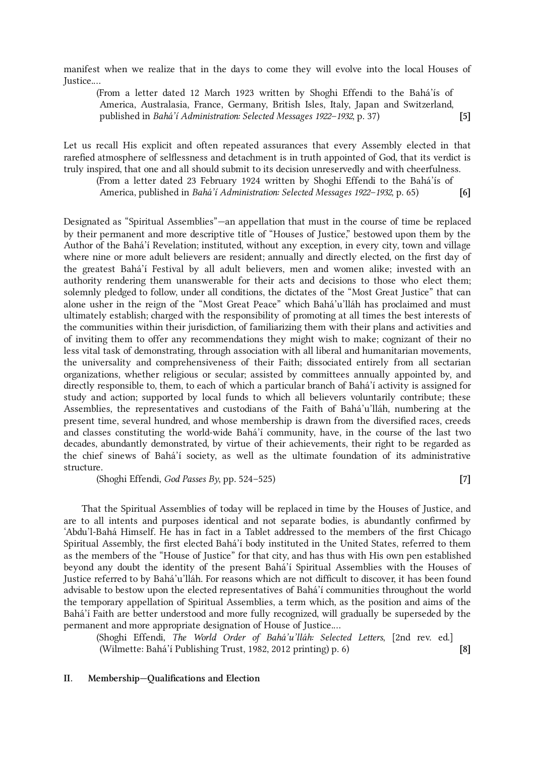manifest when we realize that in the days to come they will evolve into the local Houses of Justice....

> (From a letter dated 12 March 1923 written by Shoghi Effendi to the Bahá'ís of America, Australasia, France, Germany, British Isles, Italy, Japan and Switzerland, published in *Bahá'í Administration: Selected Messages 1922–1932*, p. 37) **[5]**

Let us recall His explicit and often repeated assurances that every Assembly elected in that rarefied atmosphere of selflessness and detachment is in truth appointed of God, that its verdict is truly inspired, that one and all should submit to its decision unreservedly and with cheerfulness.

> (From a letter dated 23 February 1924 written by Shoghi Effendi to the Bahá'ís of America, published in *Bahá'í Administration: Selected Messages 1922–1932*, p. 65) **[6]**

Designated as "Spiritual Assemblies"—an appellation that must in the course of time be replaced by their permanent and more descriptive title of "Houses of Justice," bestowed upon them by the Author of the Bahá'í Revelation; instituted, without any exception, in every city, town and village where nine or more adult believers are resident; annually and directly elected, on the first day of the greatest Bahá'í Festival by all adult believers, men and women alike; invested with an authority rendering them unanswerable for their acts and decisions to those who elect them; solemnly pledged to follow, under all conditions, the dictates of the "Most Great Justice" that can alone usher in the reign of the "Most Great Peace" which Bahá'u'lláh has proclaimed and must ultimately establish; charged with the responsibility of promoting at all times the best interests of the communities within their jurisdiction, of familiarizing them with their plans and activities and of inviting them to offer any recommendations they might wish to make; cognizant of their no less vital task of demonstrating, through association with all liberal and humanitarian movements, the universality and comprehensiveness of their Faith; dissociated entirely from all sectarian organizations, whether religious or secular; assisted by committees annually appointed by, and directly responsible to, them, to each of which a particular branch of Bahá'í activity is assigned for study and action; supported by local funds to which all believers voluntarily contribute; these Assemblies, the representatives and custodians of the Faith of Bahá'u'lláh, numbering at the present time, several hundred, and whose membership is drawn from the diversified races, creeds and classes constituting the world-wide Bahá'í community, have, in the course of the last two decades, abundantly demonstrated, by virtue of their achievements, their right to be regarded as the chief sinews of Bahá'í society, as well as the ultimate foundation of its administrative structure.

> (Shoghi Effendi, *God Passes By*, pp. 524–525) **[7]**

That the Spiritual Assemblies of today will be replaced in time by the Houses of Justice, and are to all intents and purposes identical and not separate bodies, is abundantly confirmed by 'Abdu'l-Bahá Himself. He has in fact in a Tablet addressed to the members of the first Chicago Spiritual Assembly, the first elected Bahá'í body instituted in the United States, referred to them as the members of the "House of Justice" for that city, and has thus with His own pen established beyond any doubt the identity of the present Bahá'í Spiritual Assemblies with the Houses of Justice referred to by Bahá'u'lláh. For reasons which are not difficult to discover, it has been found advisable to bestow upon the elected representatives of Bahá'í communities throughout the world the temporary appellation of Spiritual Assemblies, a term which, as the position and aims of the Bahá'í Faith are better understood and more fully recognized, will gradually be superseded by the permanent and more appropriate designation of House of Justice....

> (Shoghi Effendi, *The World Order of Bahá'u'lláh: Selected Letters*, [2nd rev. ed.] (Wilmette: Bahá'í Publishing Trust, 1982, 2012 printing) p. 6) **[8]**

## II. Membership—Qualifications and Election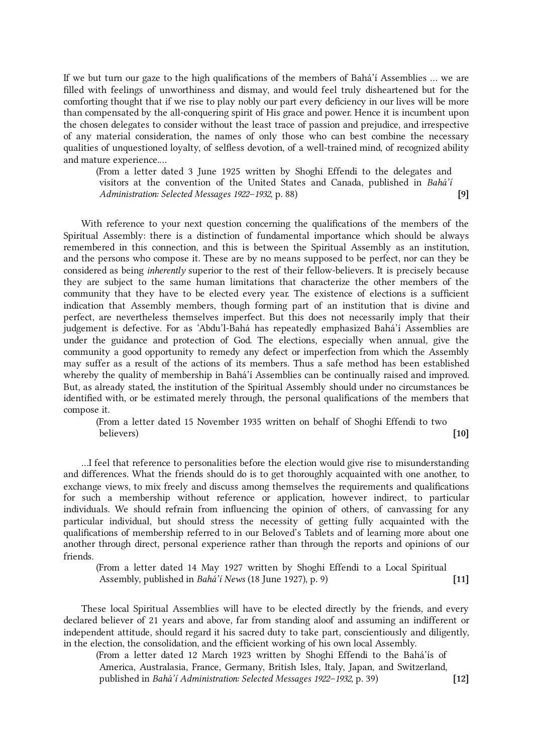If we but turn our gaze to the high qualifications of the members of Bahá'í Assemblies … we are filled with feelings of unworthiness and dismay, and would feel truly disheartened but for the comforting thought that if we rise to play nobly our part every deficiency in our lives will be more than compensated by the all-conquering spirit of His grace and power. Hence it is incumbent upon the chosen delegates to consider without the least trace of passion and prejudice, and irrespective of any material consideration, the names of only those who can best combine the necessary qualities of unquestioned loyalty, of selfless devotion, of a well-trained mind, of recognized ability and mature experience.…

> (From a letter dated 3 June 1925 written by Shoghi Effendi to the delegates and visitors at the convention of the United States and Canada, published in *Bahá'í Administration: Selected Messages 1922–1932*, p. 88) **[9]**

With reference to your next question concerning the qualifications of the members of the Spiritual Assembly: there is a distinction of fundamental importance which should be always remembered in this connection, and this is between the Spiritual Assembly as an institution, and the persons who compose it. These are by no means supposed to be perfect, nor can they be considered as being *inherently* superior to the rest of their fellow-believers. It is precisely because they are subject to the same human limitations that characterize the other members of the community that they have to be elected every year. The existence of elections is a sufficient indication that Assembly members, though forming part of an institution that is divine and perfect, are nevertheless themselves imperfect. But this does not necessarily imply that their judgement is defective. For as 'Abdu'l-Bahá has repeatedly emphasized Bahá'í Assemblies are under the guidance and protection of God. The elections, especially when annual, give the community a good opportunity to remedy any defect or imperfection from which the Assembly may suffer as a result of the actions of its members. Thus a safe method has been established whereby the quality of membership in Bahá'í Assemblies can be continually raised and improved. But, as already stated, the institution of the Spiritual Assembly should under no circumstances be identified with, or be estimated merely through, the personal qualifications of the members that compose it.

> (From a letter dated 15 November 1935 written on behalf of Shoghi Effendi to two believers) **[10]**

…I feel that reference to personalities before the election would give rise to misunderstanding and differences. What the friends should do is to get thoroughly acquainted with one another, to exchange views, to mix freely and discuss among themselves the requirements and qualifications for such a membership without reference or application, however indirect, to particular individuals. We should refrain from influencing the opinion of others, of canvassing for any particular individual, but should stress the necessity of getting fully acquainted with the qualifications of membership referred to in our Beloved's Tablets and of learning more about one another through direct, personal experience rather than through the reports and opinions of our friends.

> (From a letter dated 14 May 1927 written by Shoghi Effendi to a Local Spiritual Assembly, published in *Bahá'í News* (18 June 1927), p. 9) **[11]**

These local Spiritual Assemblies will have to be elected directly by the friends, and every declared believer of 21 years and above, far from standing aloof and assuming an indifferent or independent attitude, should regard it his sacred duty to take part, conscientiously and diligently, in the election, the consolidation, and the efficient working of his own local Assembly.

> (From a letter dated 12 March 1923 written by Shoghi Effendi to the Bahá'ís of America, Australasia, France, Germany, British Isles, Italy, Japan, and Switzerland, published in *Bahá'í Administration: Selected Messages 1922–1932*, p. 39) **[12]**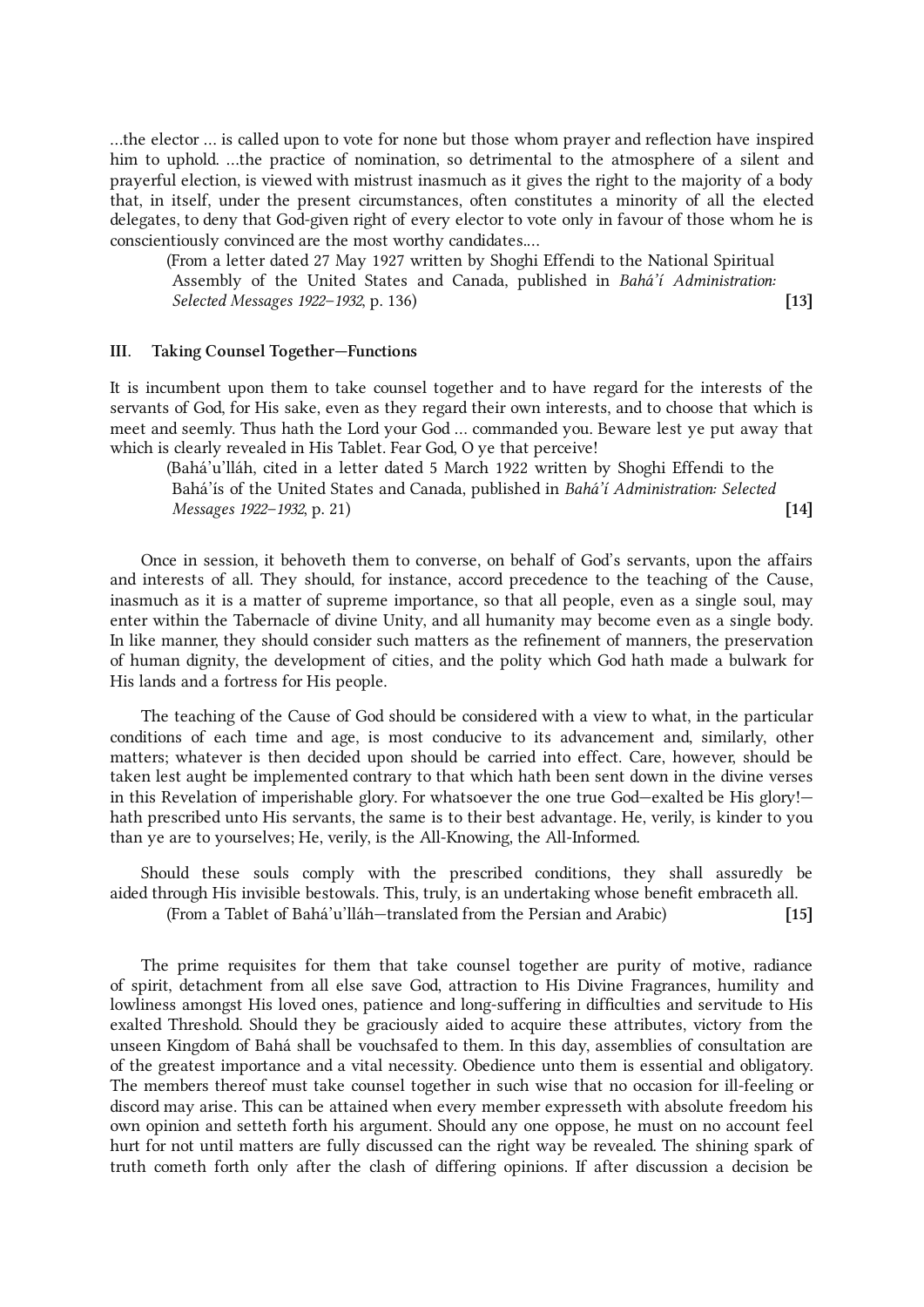…the elector … is called upon to vote for none but those whom prayer and reflection have inspired him to uphold. …the practice of nomination, so detrimental to the atmosphere of a silent and prayerful election, is viewed with mistrust inasmuch as it gives the right to the majority of a body that, in itself, under the present circumstances, often constitutes a minority of all the elected delegates, to deny that God-given right of every elector to vote only in favour of those whom he is conscientiously convinced are the most worthy candidates.…

(From a letter dated 27 May 1927 written by Shoghi Effendi to the National Spiritual Assembly of the United States and Canada, published in *Bahá'í Administration: Selected Messages 1922–1932*, p. 136) **[13]**

### III. Taking Counsel Together—Functions

It is incumbent upon them to take counsel together and to have regard for the interests of the servants of God, for His sake, even as they regard their own interests, and to choose that which is meet and seemly. Thus hath the Lord your God … commanded you. Beware lest ye put away that which is clearly revealed in His Tablet. Fear God, O ye that perceive!

(Bahá'u'lláh, cited in a letter dated 5 March 1922 written by Shoghi Effendi to the Bahá'ís of the United States and Canada, published in *Bahá'í Administration: Selected Messages 1922–1932*, p. 21) **[14]**

Once in session, it behoveth them to converse, on behalf of God's servants, upon the affairs and interests of all. They should, for instance, accord precedence to the teaching of the Cause, inasmuch as it is a matter of supreme importance, so that all people, even as a single soul, may enter within the Tabernacle of divine Unity, and all humanity may become even as a single body. In like manner, they should consider such matters as the refinement of manners, the preservation of human dignity, the development of cities, and the polity which God hath made a bulwark for His lands and a fortress for His people.

The teaching of the Cause of God should be considered with a view to what, in the particular conditions of each time and age, is most conducive to its advancement and, similarly, other matters; whatever is then decided upon should be carried into effect. Care, however, should be taken lest aught be implemented contrary to that which hath been sent down in the divine verses in this Revelation of imperishable glory. For whatsoever the one true God—exalted be His glory!—hath prescribed unto His servants, the same is to their best advantage. He, verily, is kinder to you than ye are to yourselves; He, verily, is the All-Knowing, the All-Informed.

Should these souls comply with the prescribed conditions, they shall assuredly be aided through His invisible bestowals. This, truly, is an undertaking whose benefit embraceth all.

(From a Tablet of Bahá'u'lláh—translated from the Persian and Arabic) **[15]**

The prime requisites for them that take counsel together are purity of motive, radiance of spirit, detachment from all else save God, attraction to His Divine Fragrances, humility and lowliness amongst His loved ones, patience and long-suffering in difficulties and servitude to His exalted Threshold. Should they be graciously aided to acquire these attributes, victory from the unseen Kingdom of Bahá shall be vouchsafed to them. In this day, assemblies of consultation are of the greatest importance and a vital necessity. Obedience unto them is essential and obligatory. The members thereof must take counsel together in such wise that no occasion for ill-feeling or discord may arise. This can be attained when every member expresseth with absolute freedom his own opinion and setteth forth his argument. Should any one oppose, he must on no account feel hurt for not until matters are fully discussed can the right way be revealed. The shining spark of truth cometh forth only after the clash of differing opinions. If after discussion a decision be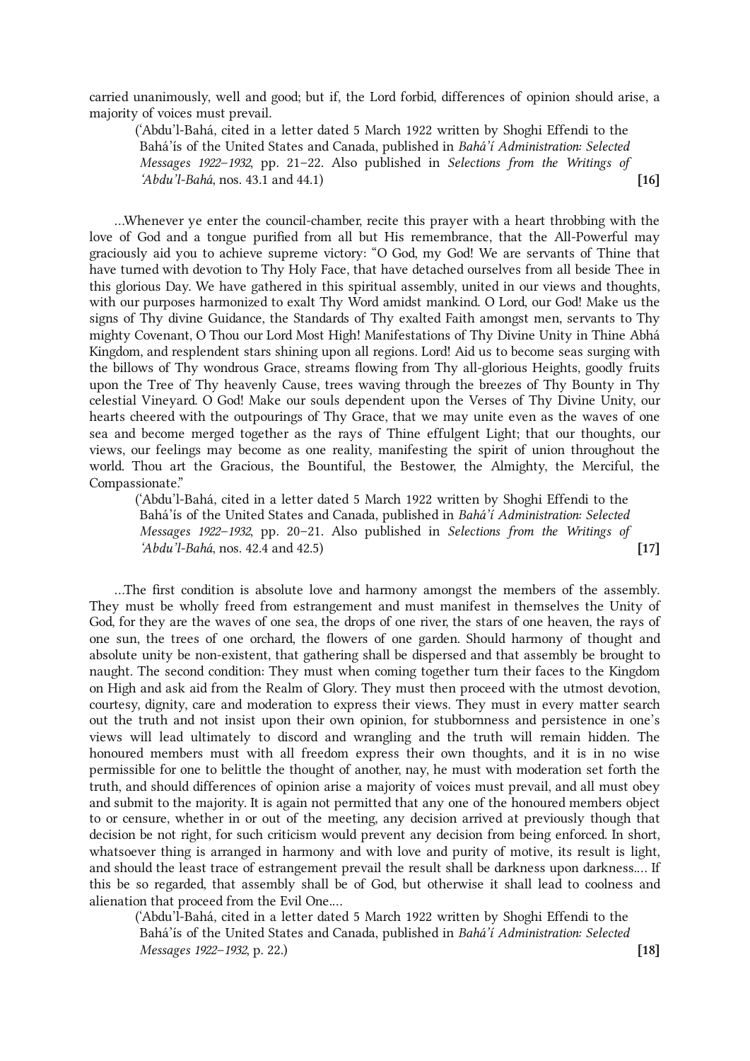carried unanimously, well and good; but if, the Lord forbid, differences of opinion should arise, a majority of voices must prevail.

> (ʻAbdu'l-Bahá, cited in a letter dated 5 March 1922 written by Shoghi Effendi to the Bahá'ís of the United States and Canada, published in *Bahá'í Administration: Selected Messages 1922–1932*, pp. 21–22. Also published in *Selections from the Writings of ʻAbdu'l-Bahá*, nos. 43.1 and 44.1) **[16]**

…Whenever ye enter the council-chamber, recite this prayer with a heart throbbing with the love of God and a tongue purified from all but His remembrance, that the All-Powerful may graciously aid you to achieve supreme victory: "O God, my God! We are servants of Thine that have turned with devotion to Thy Holy Face, that have detached ourselves from all beside Thee in this glorious Day. We have gathered in this spiritual assembly, united in our views and thoughts, with our purposes harmonized to exalt Thy Word amidst mankind. O Lord, our God! Make us the signs of Thy divine Guidance, the Standards of Thy exalted Faith amongst men, servants to Thy mighty Covenant, O Thou our Lord Most High! Manifestations of Thy Divine Unity in Thine Abhá Kingdom, and resplendent stars shining upon all regions. Lord! Aid us to become seas surging with the billows of Thy wondrous Grace, streams flowing from Thy all-glorious Heights, goodly fruits upon the Tree of Thy heavenly Cause, trees waving through the breezes of Thy Bounty in Thy celestial Vineyard. O God! Make our souls dependent upon the Verses of Thy Divine Unity, our hearts cheered with the outpourings of Thy Grace, that we may unite even as the waves of one sea and become merged together as the rays of Thine effulgent Light; that our thoughts, our views, our feelings may become as one reality, manifesting the spirit of union throughout the world. Thou art the Gracious, the Bountiful, the Bestower, the Almighty, the Merciful, the Compassionate."

> (ʻAbdu'l-Bahá, cited in a letter dated 5 March 1922 written by Shoghi Effendi to the Bahá'ís of the United States and Canada, published in *Bahá'í Administration: Selected Messages 1922–1932*, pp. 20–21. Also published in *Selections from the Writings of ʻAbdu'l-Bahá*, nos. 42.4 and 42.5) **[17]**

…The first condition is absolute love and harmony amongst the members of the assembly. They must be wholly freed from estrangement and must manifest in themselves the Unity of God, for they are the waves of one sea, the drops of one river, the stars of one heaven, the rays of one sun, the trees of one orchard, the flowers of one garden. Should harmony of thought and absolute unity be non-existent, that gathering shall be dispersed and that assembly be brought to naught. The second condition: They must when coming together turn their faces to the Kingdom on High and ask aid from the Realm of Glory. They must then proceed with the utmost devotion, courtesy, dignity, care and moderation to express their views. They must in every matter search out the truth and not insist upon their own opinion, for stubbornness and persistence in one's views will lead ultimately to discord and wrangling and the truth will remain hidden. The honoured members must with all freedom express their own thoughts, and it is in no wise permissible for one to belittle the thought of another, nay, he must with moderation set forth the truth, and should differences of opinion arise a majority of voices must prevail, and all must obey and submit to the majority. It is again not permitted that any one of the honoured members object to or censure, whether in or out of the meeting, any decision arrived at previously though that decision be not right, for such criticism would prevent any decision from being enforced. In short, whatsoever thing is arranged in harmony and with love and purity of motive, its result is light, and should the least trace of estrangement prevail the result shall be darkness upon darkness.… If this be so regarded, that assembly shall be of God, but otherwise it shall lead to coolness and alienation that proceed from the Evil One.…

> (ʻAbdu'l-Bahá, cited in a letter dated 5 March 1922 written by Shoghi Effendi to the Bahá'ís of the United States and Canada, published in *Bahá'í Administration: Selected Messages 1922–1932*, p. 22.) **[18]**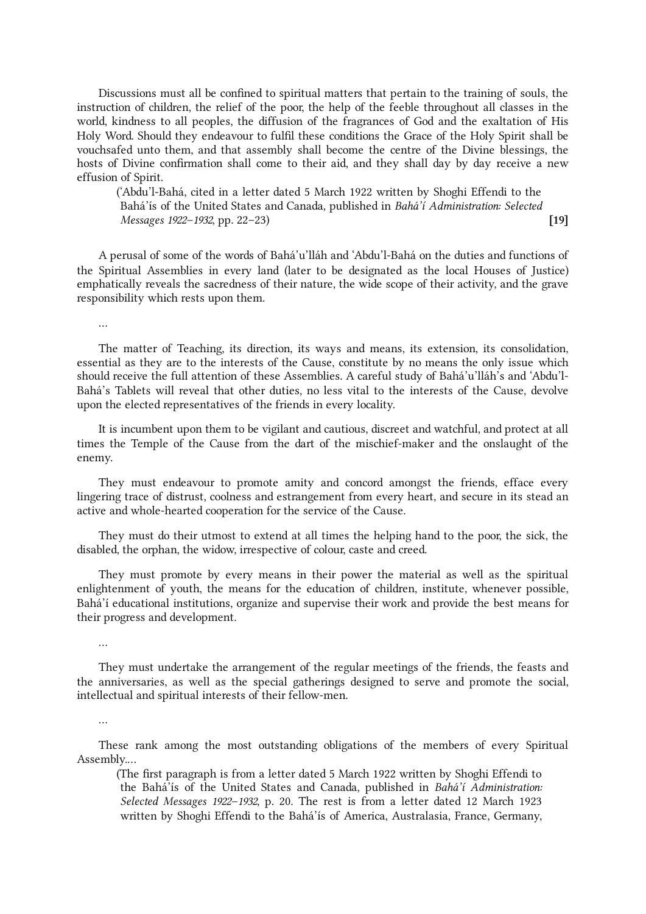Discussions must all be confined to spiritual matters that pertain to the training of souls, the instruction of children, the relief of the poor, the help of the feeble throughout all classes in the world, kindness to all peoples, the diffusion of the fragrances of God and the exaltation of His Holy Word. Should they endeavour to fulfil these conditions the Grace of the Holy Spirit shall be vouchsafed unto them, and that assembly shall become the centre of the Divine blessings, the hosts of Divine confirmation shall come to their aid, and they shall day by day receive a new effusion of Spirit.

> (ʻAbdu'l-Bahá, cited in a letter dated 5 March 1922 written by Shoghi Effendi to the Bahá'ís of the United States and Canada, published in *Bahá'í Administration: Selected Messages 1922–1932*, pp. 22–23) **[19]**

A perusal of some of the words of Bahá'u'lláh and ʻAbdu'l-Bahá on the duties and functions of the Spiritual Assemblies in every land (later to be designated as the local Houses of Justice) emphatically reveals the sacredness of their nature, the wide scope of their activity, and the grave responsibility which rests upon them.

…

The matter of Teaching, its direction, its ways and means, its extension, its consolidation, essential as they are to the interests of the Cause, constitute by no means the only issue which should receive the full attention of these Assemblies. A careful study of Bahá'u'lláh's and ʻAbdu'l-Bahá's Tablets will reveal that other duties, no less vital to the interests of the Cause, devolve upon the elected representatives of the friends in every locality.

It is incumbent upon them to be vigilant and cautious, discreet and watchful, and protect at all times the Temple of the Cause from the dart of the mischief-maker and the onslaught of the enemy.

They must endeavour to promote amity and concord amongst the friends, efface every lingering trace of distrust, coolness and estrangement from every heart, and secure in its stead an active and whole-hearted cooperation for the service of the Cause.

They must do their utmost to extend at all times the helping hand to the poor, the sick, the disabled, the orphan, the widow, irrespective of colour, caste and creed.

They must promote by every means in their power the material as well as the spiritual enlightenment of youth, the means for the education of children, institute, whenever possible, Bahá'í educational institutions, organize and supervise their work and provide the best means for their progress and development.

…

They must undertake the arrangement of the regular meetings of the friends, the feasts and the anniversaries, as well as the special gatherings designed to serve and promote the social, intellectual and spiritual interests of their fellow-men.

…

These rank among the most outstanding obligations of the members of every Spiritual Assembly.…

> (The first paragraph is from a letter dated 5 March 1922 written by Shoghi Effendi to the Bahá'ís of the United States and Canada, published in *Bahá'í Administration: Selected Messages 1922–1932*, p. 20. The rest is from a letter dated 12 March 1923 written by Shoghi Effendi to the Bahá'ís of America, Australasia, France, Germany,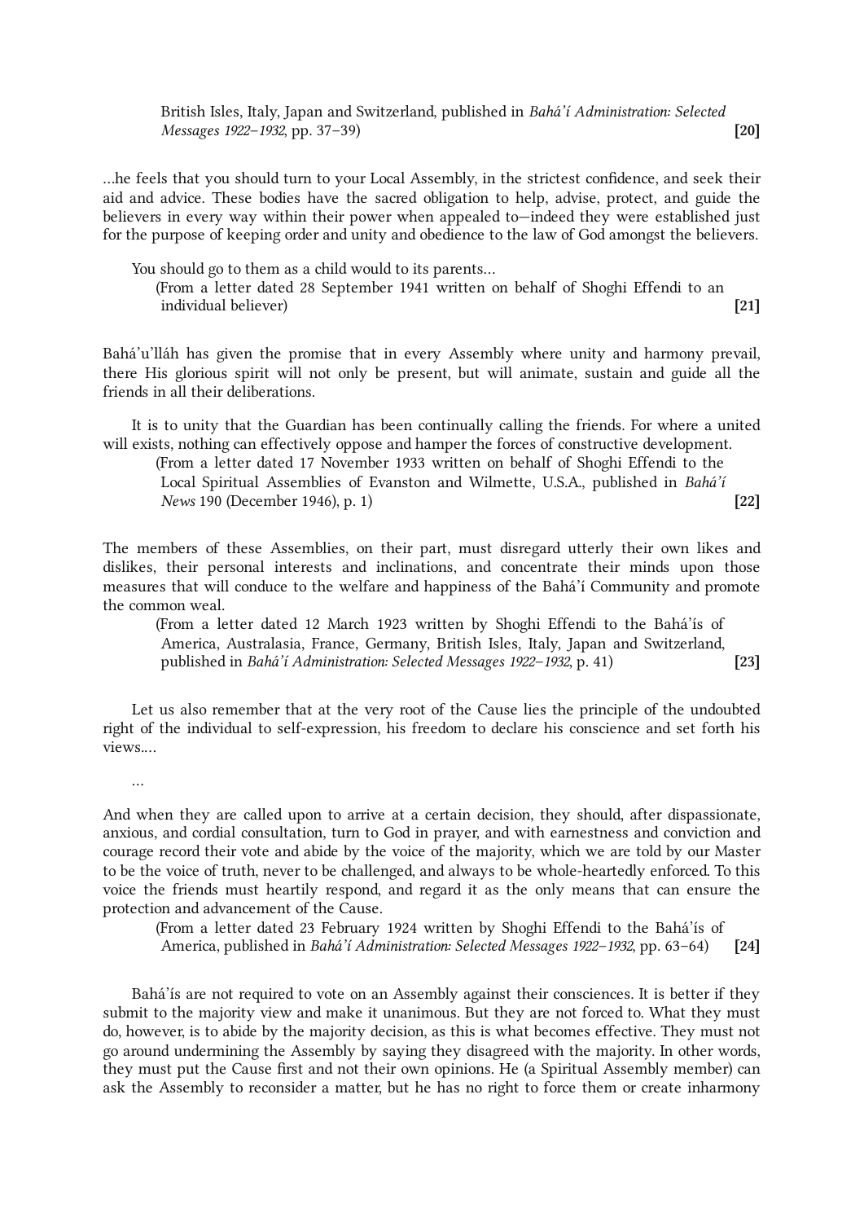British Isles, Italy, Japan and Switzerland, published in *Bahá'í Administration: Selected Messages 1922–1932*, pp. 37–39) **[20]**

...he feels that you should turn to your Local Assembly, in the strictest confidence, and seek their aid and advice. These bodies have the sacred obligation to help, advise, protect, and guide the believers in every way within their power when appealed to—indeed they were established just for the purpose of keeping order and unity and obedience to the law of God amongst the believers.

You should go to them as a child would to its parents...

(From a letter dated 28 September 1941 written on behalf of Shoghi Effendi to an individual believer) **[21]**

Bahá'u'lláh has given the promise that in every Assembly where unity and harmony prevail, there His glorious spirit will not only be present, but will animate, sustain and guide all the friends in all their deliberations.

It is to unity that the Guardian has been continually calling the friends. For where a united will exists, nothing can effectively oppose and hamper the forces of constructive development.

(From a letter dated 17 November 1933 written on behalf of Shoghi Effendi to the Local Spiritual Assemblies of Evanston and Wilmette, U.S.A., published in *Bahá'í News* 190 (December 1946), p. 1) **[22]**

The members of these Assemblies, on their part, must disregard utterly their own likes and dislikes, their personal interests and inclinations, and concentrate their minds upon those measures that will conduce to the welfare and happiness of the Bahá'í Community and promote the common weal.

(From a letter dated 12 March 1923 written by Shoghi Effendi to the Bahá'ís of America, Australasia, France, Germany, British Isles, Italy, Japan and Switzerland, published in *Bahá'í Administration: Selected Messages 1922–1932*, p. 41) **[23]**

Let us also remember that at the very root of the Cause lies the principle of the undoubted right of the individual to self-expression, his freedom to declare his conscience and set forth his views....

...

And when they are called upon to arrive at a certain decision, they should, after dispassionate, anxious, and cordial consultation, turn to God in prayer, and with earnestness and conviction and courage record their vote and abide by the voice of the majority, which we are told by our Master to be the voice of truth, never to be challenged, and always to be whole-heartedly enforced. To this voice the friends must heartily respond, and regard it as the only means that can ensure the protection and advancement of the Cause.

(From a letter dated 23 February 1924 written by Shoghi Effendi to the Bahá'ís of America, published in *Bahá'í Administration: Selected Messages 1922–1932*, pp. 63–64) **[24]**

Bahá'ís are not required to vote on an Assembly against their consciences. It is better if they submit to the majority view and make it unanimous. But they are not forced to. What they must do, however, is to abide by the majority decision, as this is what becomes effective. They must not go around undermining the Assembly by saying they disagreed with the majority. In other words, they must put the Cause first and not their own opinions. He (a Spiritual Assembly member) can ask the Assembly to reconsider a matter, but he has no right to force them or create inharmony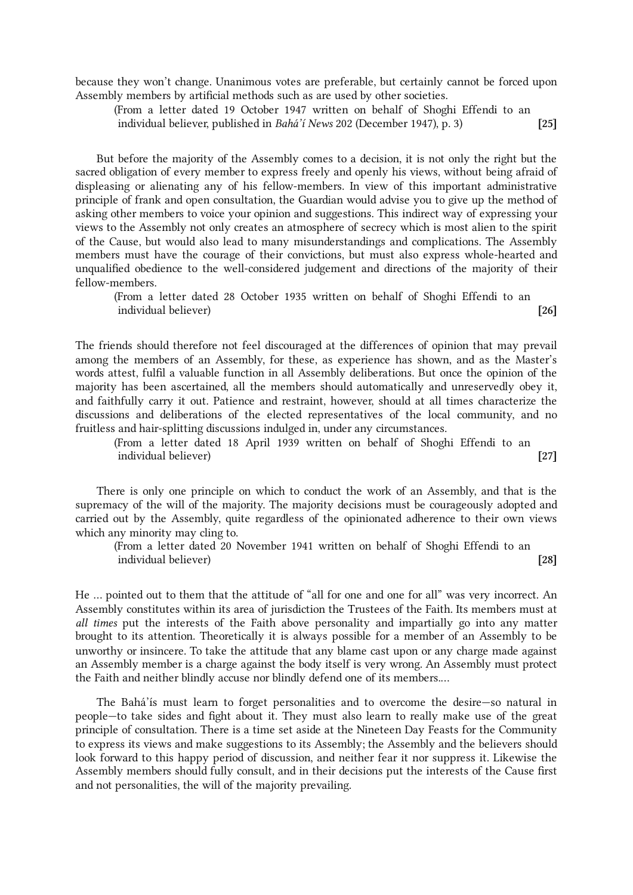because they won't change. Unanimous votes are preferable, but certainly cannot be forced upon Assembly members by artificial methods such as are used by other societies.

(From a letter dated 19 October 1947 written on behalf of Shoghi Effendi to an individual believer, published in *Bahá'í News* 202 (December 1947), p. 3) **[25]**

But before the majority of the Assembly comes to a decision, it is not only the right but the sacred obligation of every member to express freely and openly his views, without being afraid of displeasing or alienating any of his fellow-members. In view of this important administrative principle of frank and open consultation, the Guardian would advise you to give up the method of asking other members to voice your opinion and suggestions. This indirect way of expressing your views to the Assembly not only creates an atmosphere of secrecy which is most alien to the spirit of the Cause, but would also lead to many misunderstandings and complications. The Assembly members must have the courage of their convictions, but must also express whole-hearted and unqualified obedience to the well-considered judgement and directions of the majority of their fellow-members.

(From a letter dated 28 October 1935 written on behalf of Shoghi Effendi to an individual believer) **[26]**

The friends should therefore not feel discouraged at the differences of opinion that may prevail among the members of an Assembly, for these, as experience has shown, and as the Master's words attest, fulfil a valuable function in all Assembly deliberations. But once the opinion of the majority has been ascertained, all the members should automatically and unreservedly obey it, and faithfully carry it out. Patience and restraint, however, should at all times characterize the discussions and deliberations of the elected representatives of the local community, and no fruitless and hair-splitting discussions indulged in, under any circumstances.

(From a letter dated 18 April 1939 written on behalf of Shoghi Effendi to an individual believer) **[27]**

There is only one principle on which to conduct the work of an Assembly, and that is the supremacy of the will of the majority. The majority decisions must be courageously adopted and carried out by the Assembly, quite regardless of the opinionated adherence to their own views which any minority may cling to.

(From a letter dated 20 November 1941 written on behalf of Shoghi Effendi to an individual believer) **[28]**

He ... pointed out to them that the attitude of "all for one and one for all" was very incorrect. An Assembly constitutes within its area of jurisdiction the Trustees of the Faith. Its members must at *all times* put the interests of the Faith above personality and impartially go into any matter brought to its attention. Theoretically it is always possible for a member of an Assembly to be unworthy or insincere. To take the attitude that any blame cast upon or any charge made against an Assembly member is a charge against the body itself is very wrong. An Assembly must protect the Faith and neither blindly accuse nor blindly defend one of its members....

The Bahá'ís must learn to forget personalities and to overcome the desire—so natural in people—to take sides and fight about it. They must also learn to really make use of the great principle of consultation. There is a time set aside at the Nineteen Day Feasts for the Community to express its views and make suggestions to its Assembly; the Assembly and the believers should look forward to this happy period of discussion, and neither fear it nor suppress it. Likewise the Assembly members should fully consult, and in their decisions put the interests of the Cause first and not personalities, the will of the majority prevailing.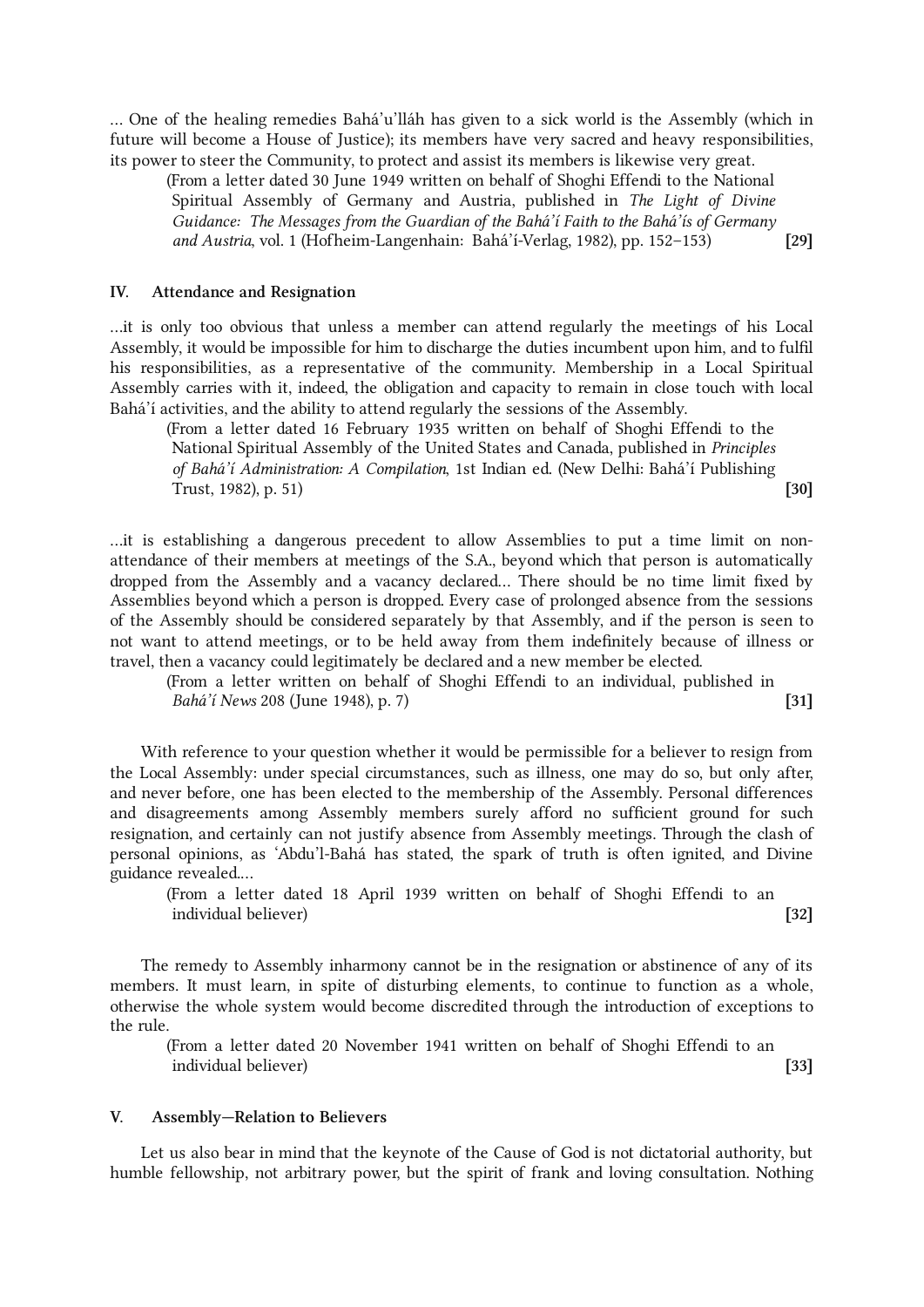... One of the healing remedies Bahá'u'lláh has given to a sick world is the Assembly (which in future will become a House of Justice); its members have very sacred and heavy responsibilities, its power to steer the Community, to protect and assist its members is likewise very great.

> (From a letter dated 30 June 1949 written on behalf of Shoghi Effendi to the National Spiritual Assembly of Germany and Austria, published in *The Light of Divine Guidance: The Messages from the Guardian of the Bahá'í Faith to the Bahá'ís of Germany and Austria*, vol. 1 (Hofheim-Langenhain: Bahá'í-Verlag, 1982), pp. 152–153) **[29]**

## IV. Attendance and Resignation

...it is only too obvious that unless a member can attend regularly the meetings of his Local Assembly, it would be impossible for him to discharge the duties incumbent upon him, and to fulfil his responsibilities, as a representative of the community. Membership in a Local Spiritual Assembly carries with it, indeed, the obligation and capacity to remain in close touch with local Bahá'í activities, and the ability to attend regularly the sessions of the Assembly.

> (From a letter dated 16 February 1935 written on behalf of Shoghi Effendi to the National Spiritual Assembly of the United States and Canada, published in *Principles of Bahá'í Administration: A Compilation*, 1st Indian ed. (New Delhi: Bahá'í Publishing Trust, 1982), p. 51) **[30]**

...it is establishing a dangerous precedent to allow Assemblies to put a time limit on non-attendance of their members at meetings of the S.A., beyond which that person is automatically dropped from the Assembly and a vacancy declared... There should be no time limit fixed by Assemblies beyond which a person is dropped. Every case of prolonged absence from the sessions of the Assembly should be considered separately by that Assembly, and if the person is seen to not want to attend meetings, or to be held away from them indefinitely because of illness or travel, then a vacancy could legitimately be declared and a new member be elected.

> (From a letter written on behalf of Shoghi Effendi to an individual, published in *Bahá'í News* 208 (June 1948), p. 7) **[31]**

With reference to your question whether it would be permissible for a believer to resign from the Local Assembly: under special circumstances, such as illness, one may do so, but only after, and never before, one has been elected to the membership of the Assembly. Personal differences and disagreements among Assembly members surely afford no sufficient ground for such resignation, and certainly can not justify absence from Assembly meetings. Through the clash of personal opinions, as 'Abdu'l-Bahá has stated, the spark of truth is often ignited, and Divine guidance revealed....

> (From a letter dated 18 April 1939 written on behalf of Shoghi Effendi to an individual believer) **[32]**

The remedy to Assembly inharmony cannot be in the resignation or abstinence of any of its members. It must learn, in spite of disturbing elements, to continue to function as a whole, otherwise the whole system would become discredited through the introduction of exceptions to the rule.

> (From a letter dated 20 November 1941 written on behalf of Shoghi Effendi to an individual believer) **[33]**

## V. Assembly—Relation to Believers

Let us also bear in mind that the keynote of the Cause of God is not dictatorial authority, but humble fellowship, not arbitrary power, but the spirit of frank and loving consultation. Nothing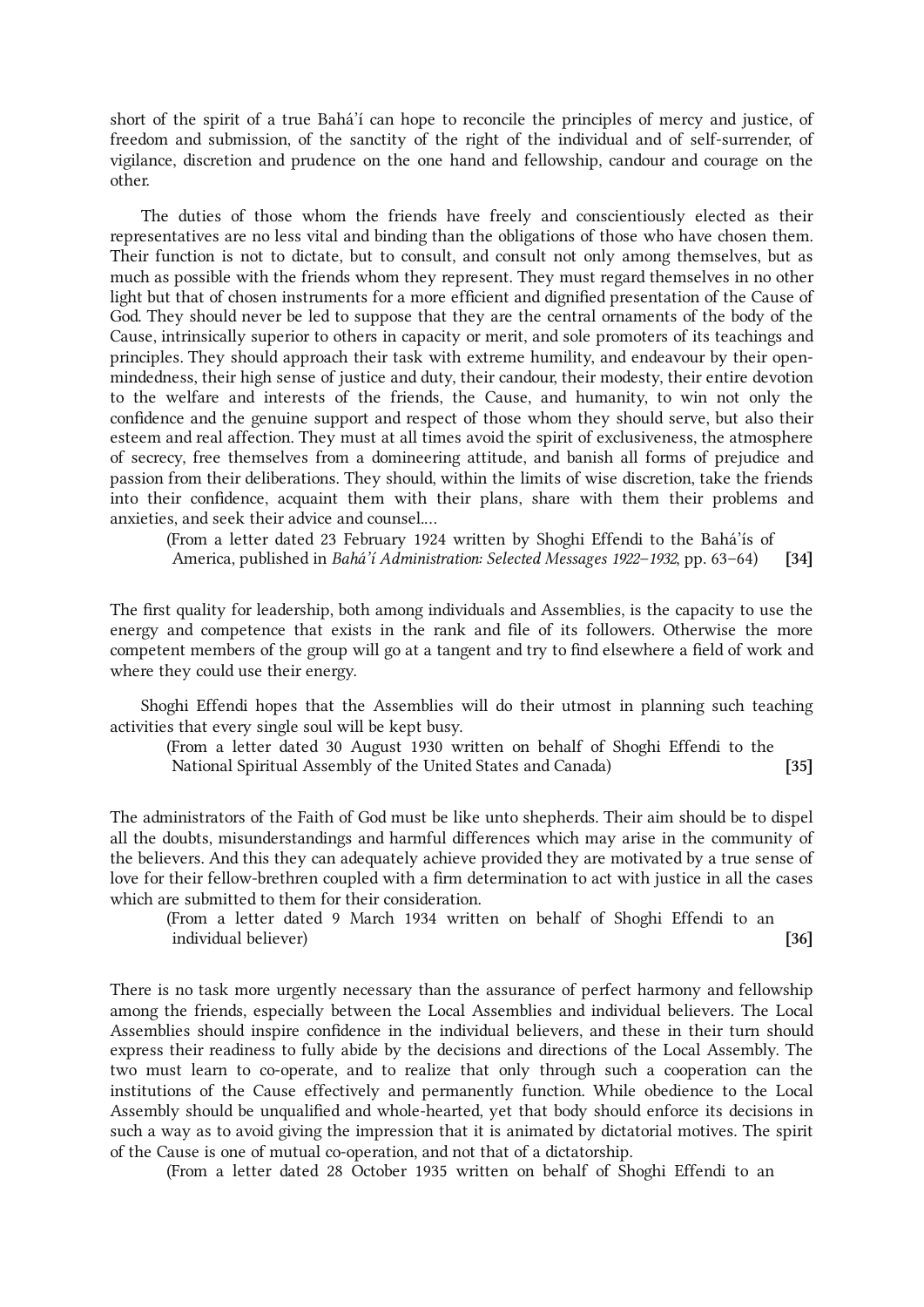short of the spirit of a true Bahá'í can hope to reconcile the principles of mercy and justice, of freedom and submission, of the sanctity of the right of the individual and of self-surrender, of vigilance, discretion and prudence on the one hand and fellowship, candour and courage on the other.

The duties of those whom the friends have freely and conscientiously elected as their representatives are no less vital and binding than the obligations of those who have chosen them. Their function is not to dictate, but to consult, and consult not only among themselves, but as much as possible with the friends whom they represent. They must regard themselves in no other light but that of chosen instruments for a more efficient and dignified presentation of the Cause of God. They should never be led to suppose that they are the central ornaments of the body of the Cause, intrinsically superior to others in capacity or merit, and sole promoters of its teachings and principles. They should approach their task with extreme humility, and endeavour by their open-mindedness, their high sense of justice and duty, their candour, their modesty, their entire devotion to the welfare and interests of the friends, the Cause, and humanity, to win not only the confidence and the genuine support and respect of those whom they should serve, but also their esteem and real affection. They must at all times avoid the spirit of exclusiveness, the atmosphere of secrecy, free themselves from a domineering attitude, and banish all forms of prejudice and passion from their deliberations. They should, within the limits of wise discretion, take the friends into their confidence, acquaint them with their plans, share with them their problems and anxieties, and seek their advice and counsel....

(From a letter dated 23 February 1924 written by Shoghi Effendi to the Bahá'ís of America, published in *Bahá'í Administration: Selected Messages 1922–1932*, pp. 63–64) **[34]**

The first quality for leadership, both among individuals and Assemblies, is the capacity to use the energy and competence that exists in the rank and file of its followers. Otherwise the more competent members of the group will go at a tangent and try to find elsewhere a field of work and where they could use their energy.

Shoghi Effendi hopes that the Assemblies will do their utmost in planning such teaching activities that every single soul will be kept busy.

(From a letter dated 30 August 1930 written on behalf of Shoghi Effendi to the National Spiritual Assembly of the United States and Canada) **[35]**

The administrators of the Faith of God must be like unto shepherds. Their aim should be to dispel all the doubts, misunderstandings and harmful differences which may arise in the community of the believers. And this they can adequately achieve provided they are motivated by a true sense of love for their fellow-brethren coupled with a firm determination to act with justice in all the cases which are submitted to them for their consideration.

(From a letter dated 9 March 1934 written on behalf of Shoghi Effendi to an individual believer) **[36]**

There is no task more urgently necessary than the assurance of perfect harmony and fellowship among the friends, especially between the Local Assemblies and individual believers. The Local Assemblies should inspire confidence in the individual believers, and these in their turn should express their readiness to fully abide by the decisions and directions of the Local Assembly. The two must learn to co-operate, and to realize that only through such a cooperation can the institutions of the Cause effectively and permanently function. While obedience to the Local Assembly should be unqualified and whole-hearted, yet that body should enforce its decisions in such a way as to avoid giving the impression that it is animated by dictatorial motives. The spirit of the Cause is one of mutual co-operation, and not that of a dictatorship.

(From a letter dated 28 October 1935 written on behalf of Shoghi Effendi to an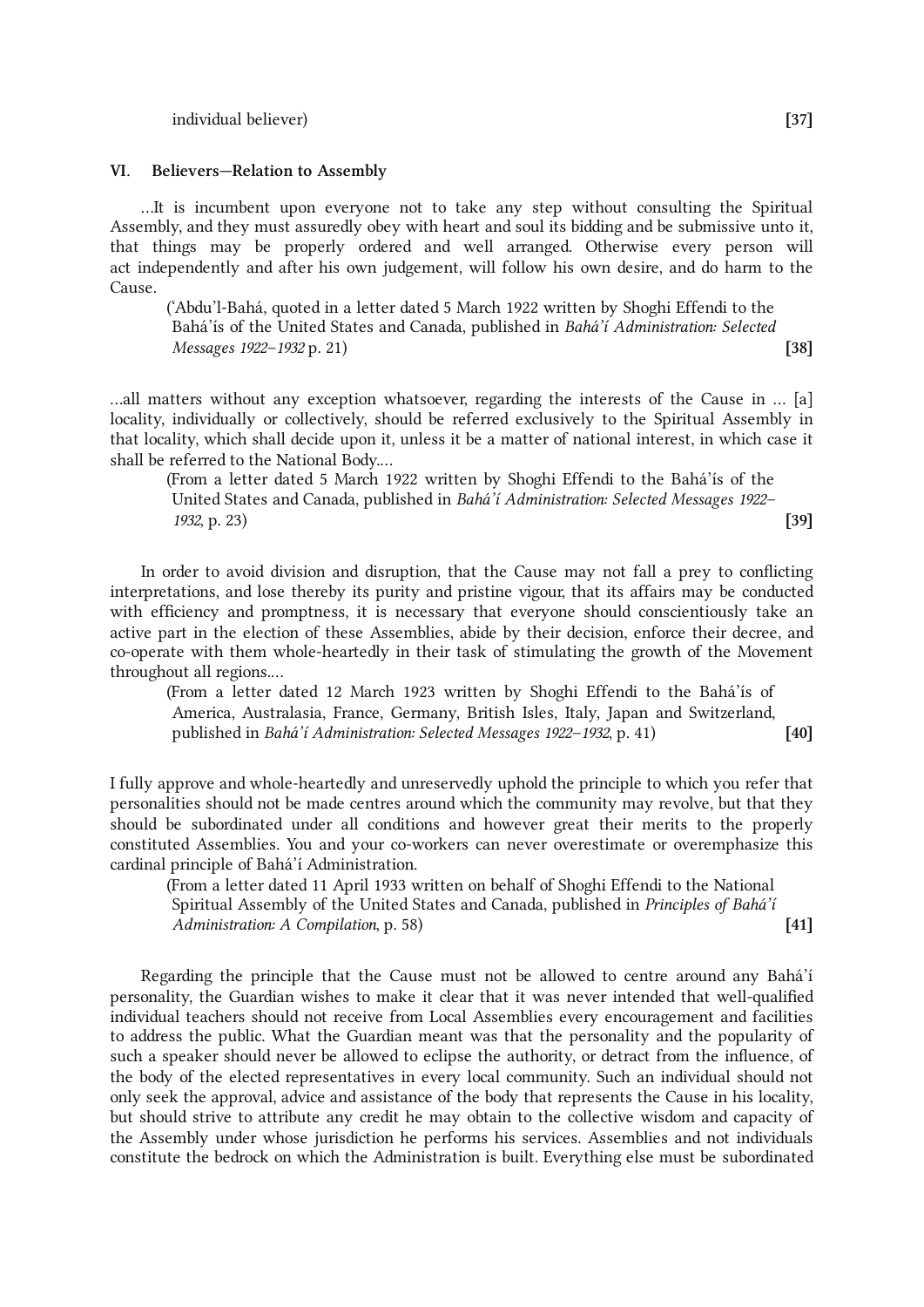individual believer) **[37]**

### VI. Believers—Relation to Assembly

…It is incumbent upon everyone not to take any step without consulting the Spiritual Assembly, and they must assuredly obey with heart and soul its bidding and be submissive unto it, that things may be properly ordered and well arranged. Otherwise every person will act independently and after his own judgement, will follow his own desire, and do harm to the Cause.

(‘Abdu’l-Bahá, quoted in a letter dated 5 March 1922 written by Shoghi Effendi to the Bahá’ís of the United States and Canada, published in *Bahá’í Administration: Selected Messages 1922–1932* p. 21) **[38]**

…all matters without any exception whatsoever, regarding the interests of the Cause in … [a] locality, individually or collectively, should be referred exclusively to the Spiritual Assembly in that locality, which shall decide upon it, unless it be a matter of national interest, in which case it shall be referred to the National Body.…

(From a letter dated 5 March 1922 written by Shoghi Effendi to the Bahá’ís of the United States and Canada, published in *Bahá’í Administration: Selected Messages 1922–1932*, p. 23) **[39]**

In order to avoid division and disruption, that the Cause may not fall a prey to conflicting interpretations, and lose thereby its purity and pristine vigour, that its affairs may be conducted with efficiency and promptness, it is necessary that everyone should conscientiously take an active part in the election of these Assemblies, abide by their decision, enforce their decree, and co-operate with them whole-heartedly in their task of stimulating the growth of the Movement throughout all regions.…

(From a letter dated 12 March 1923 written by Shoghi Effendi to the Bahá’ís of America, Australasia, France, Germany, British Isles, Italy, Japan and Switzerland, published in *Bahá’í Administration: Selected Messages 1922–1932*, p. 41) **[40]**

I fully approve and whole-heartedly and unreservedly uphold the principle to which you refer that personalities should not be made centres around which the community may revolve, but that they should be subordinated under all conditions and however great their merits to the properly constituted Assemblies. You and your co-workers can never overestimate or overemphasize this cardinal principle of Bahá’í Administration.

(From a letter dated 11 April 1933 written on behalf of Shoghi Effendi to the National Spiritual Assembly of the United States and Canada, published in *Principles of Bahá’í Administration: A Compilation*, p. 58) **[41]**

Regarding the principle that the Cause must not be allowed to centre around any Bahá’í personality, the Guardian wishes to make it clear that it was never intended that well-qualified individual teachers should not receive from Local Assemblies every encouragement and facilities to address the public. What the Guardian meant was that the personality and the popularity of such a speaker should never be allowed to eclipse the authority, or detract from the influence, of the body of the elected representatives in every local community. Such an individual should not only seek the approval, advice and assistance of the body that represents the Cause in his locality, but should strive to attribute any credit he may obtain to the collective wisdom and capacity of the Assembly under whose jurisdiction he performs his services. Assemblies and not individuals constitute the bedrock on which the Administration is built. Everything else must be subordinated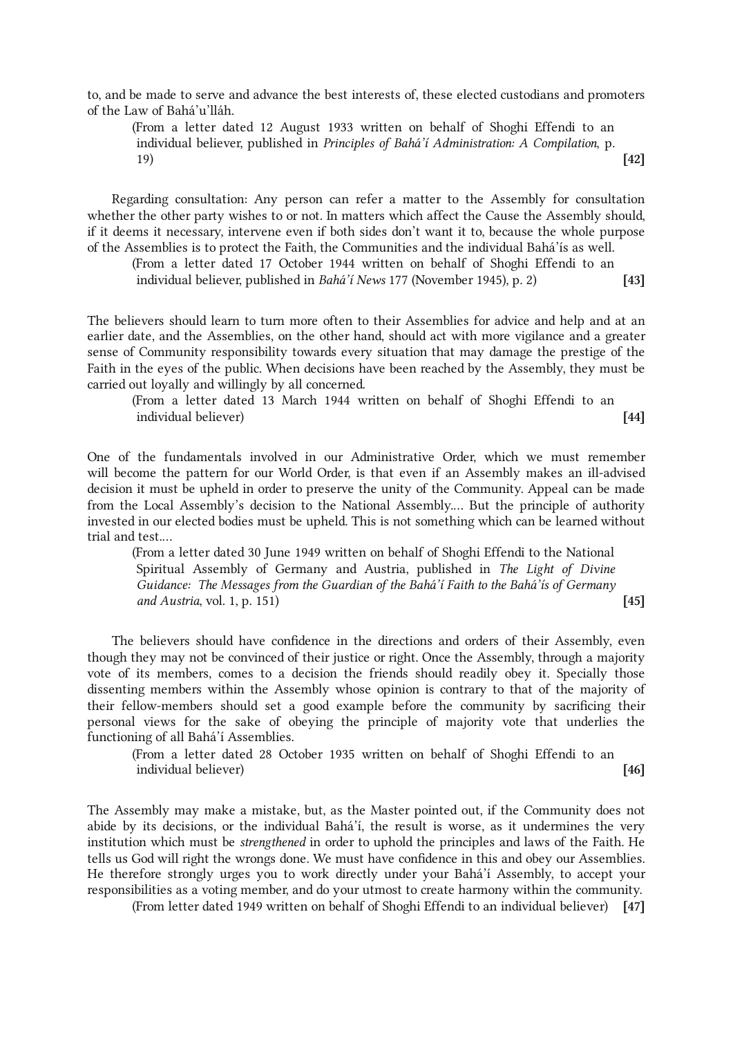to, and be made to serve and advance the best interests of, these elected custodians and promoters of the Law of Bahá'u'lláh.

> (From a letter dated 12 August 1933 written on behalf of Shoghi Effendi to an individual believer, published in *Principles of Bahá'í Administration: A Compilation*, p. 19) **[42]**

Regarding consultation: Any person can refer a matter to the Assembly for consultation whether the other party wishes to or not. In matters which affect the Cause the Assembly should, if it deems it necessary, intervene even if both sides don't want it to, because the whole purpose of the Assemblies is to protect the Faith, the Communities and the individual Bahá'ís as well.

> (From a letter dated 17 October 1944 written on behalf of Shoghi Effendi to an individual believer, published in *Bahá'í News* 177 (November 1945), p. 2) **[43]**

The believers should learn to turn more often to their Assemblies for advice and help and at an earlier date, and the Assemblies, on the other hand, should act with more vigilance and a greater sense of Community responsibility towards every situation that may damage the prestige of the Faith in the eyes of the public. When decisions have been reached by the Assembly, they must be carried out loyally and willingly by all concerned.

> (From a letter dated 13 March 1944 written on behalf of Shoghi Effendi to an individual believer) **[44]**

One of the fundamentals involved in our Administrative Order, which we must remember will become the pattern for our World Order, is that even if an Assembly makes an ill-advised decision it must be upheld in order to preserve the unity of the Community. Appeal can be made from the Local Assembly's decision to the National Assembly.... But the principle of authority invested in our elected bodies must be upheld. This is not something which can be learned without trial and test....

> (From a letter dated 30 June 1949 written on behalf of Shoghi Effendi to the National Spiritual Assembly of Germany and Austria, published in *The Light of Divine Guidance: The Messages from the Guardian of the Bahá'í Faith to the Bahá'ís of Germany and Austria*, vol. 1, p. 151) **[45]**

The believers should have confidence in the directions and orders of their Assembly, even though they may not be convinced of their justice or right. Once the Assembly, through a majority vote of its members, comes to a decision the friends should readily obey it. Specially those dissenting members within the Assembly whose opinion is contrary to that of the majority of their fellow-members should set a good example before the community by sacrificing their personal views for the sake of obeying the principle of majority vote that underlies the functioning of all Bahá'í Assemblies.

> (From a letter dated 28 October 1935 written on behalf of Shoghi Effendi to an individual believer) **[46]**

The Assembly may make a mistake, but, as the Master pointed out, if the Community does not abide by its decisions, or the individual Bahá'í, the result is worse, as it undermines the very institution which must be *strengthened* in order to uphold the principles and laws of the Faith. He tells us God will right the wrongs done. We must have confidence in this and obey our Assemblies. He therefore strongly urges you to work directly under your Bahá'í Assembly, to accept your responsibilities as a voting member, and do your utmost to create harmony within the community.

> (From letter dated 1949 written on behalf of Shoghi Effendi to an individual believer) **[47]**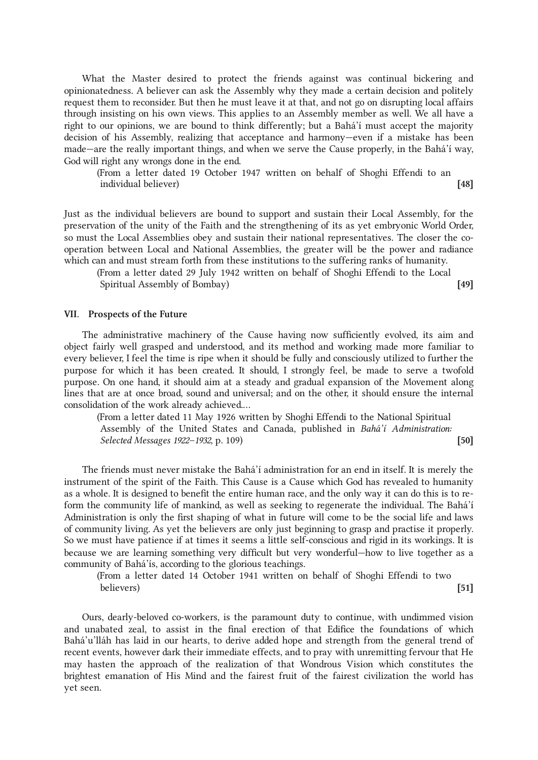What the Master desired to protect the friends against was continual bickering and opinionatedness. A believer can ask the Assembly why they made a certain decision and politely request them to reconsider. But then he must leave it at that, and not go on disrupting local affairs through insisting on his own views. This applies to an Assembly member as well. We all have a right to our opinions, we are bound to think differently; but a Bahá'í must accept the majority decision of his Assembly, realizing that acceptance and harmony—even if a mistake has been made—are the really important things, and when we serve the Cause properly, in the Bahá'í way, God will right any wrongs done in the end.

(From a letter dated 19 October 1947 written on behalf of Shoghi Effendi to an individual believer) **[48]**

Just as the individual believers are bound to support and sustain their Local Assembly, for the preservation of the unity of the Faith and the strengthening of its as yet embryonic World Order, so must the Local Assemblies obey and sustain their national representatives. The closer the co-operation between Local and National Assemblies, the greater will be the power and radiance which can and must stream forth from these institutions to the suffering ranks of humanity.

(From a letter dated 29 July 1942 written on behalf of Shoghi Effendi to the Local Spiritual Assembly of Bombay) **[49]**

## VII. Prospects of the Future

The administrative machinery of the Cause having now sufficiently evolved, its aim and object fairly well grasped and understood, and its method and working made more familiar to every believer, I feel the time is ripe when it should be fully and consciously utilized to further the purpose for which it has been created. It should, I strongly feel, be made to serve a twofold purpose. On one hand, it should aim at a steady and gradual expansion of the Movement along lines that are at once broad, sound and universal; and on the other, it should ensure the internal consolidation of the work already achieved....

(From a letter dated 11 May 1926 written by Shoghi Effendi to the National Spiritual Assembly of the United States and Canada, published in *Bahá'í Administration: Selected Messages 1922–1932*, p. 109) **[50]**

The friends must never mistake the Bahá'í administration for an end in itself. It is merely the instrument of the spirit of the Faith. This Cause is a Cause which God has revealed to humanity as a whole. It is designed to benefit the entire human race, and the only way it can do this is to re-form the community life of mankind, as well as seeking to regenerate the individual. The Bahá'í Administration is only the first shaping of what in future will come to be the social life and laws of community living. As yet the believers are only just beginning to grasp and practise it properly. So we must have patience if at times it seems a little self-conscious and rigid in its workings. It is because we are learning something very difficult but very wonderful—how to live together as a community of Bahá'ís, according to the glorious teachings.

(From a letter dated 14 October 1941 written on behalf of Shoghi Effendi to two believers) **[51]**

Ours, dearly-beloved co-workers, is the paramount duty to continue, with undimmed vision and unabated zeal, to assist in the final erection of that Edifice the foundations of which Bahá'u'lláh has laid in our hearts, to derive added hope and strength from the general trend of recent events, however dark their immediate effects, and to pray with unremitting fervour that He may hasten the approach of the realization of that Wondrous Vision which constitutes the brightest emanation of His Mind and the fairest fruit of the fairest civilization the world has yet seen.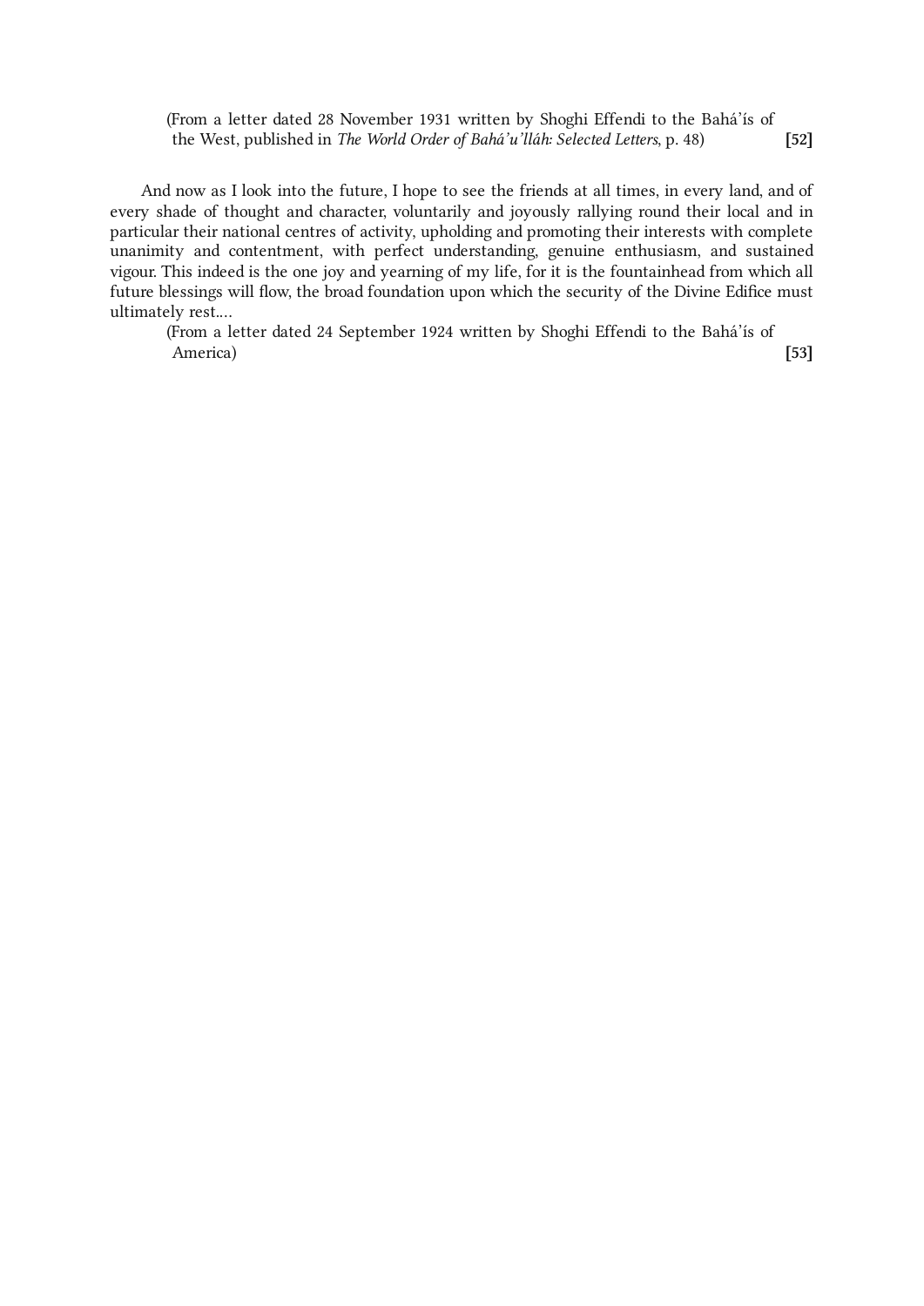(From a letter dated 28 November 1931 written by Shoghi Effendi to the Bahá'ís of the West, published in *The World Order of Bahá'u'lláh: Selected Letters*, p. 48) **[52]**

And now as I look into the future, I hope to see the friends at all times, in every land, and of every shade of thought and character, voluntarily and joyously rallying round their local and in particular their national centres of activity, upholding and promoting their interests with complete unanimity and contentment, with perfect understanding, genuine enthusiasm, and sustained vigour. This indeed is the one joy and yearning of my life, for it is the fountainhead from which all future blessings will flow, the broad foundation upon which the security of the Divine Edifice must ultimately rest....

(From a letter dated 24 September 1924 written by Shoghi Effendi to the Bahá'ís of America) **[53]**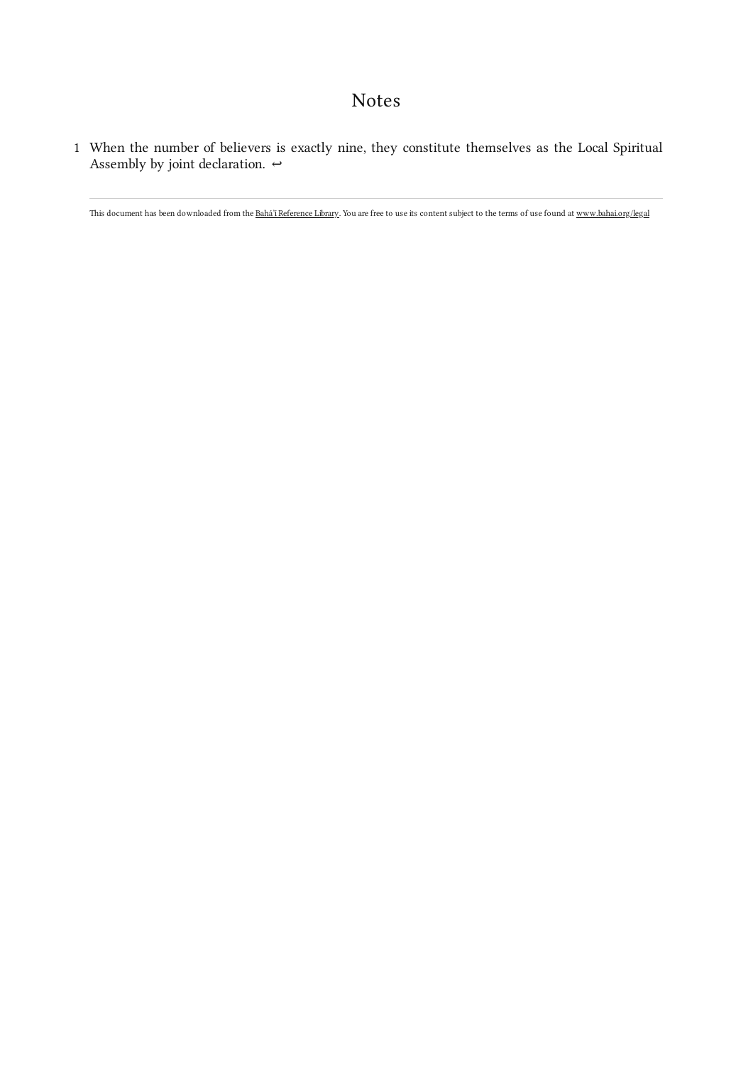# Notes

1 When the number of believers is exactly nine, they constitute themselves as the Local Spiritual Assembly by joint declaration. ↩

This document has been downloaded from the Bahá'í Reference Library. You are free to use its content subject to the terms of use found at www.bahai.org/legal